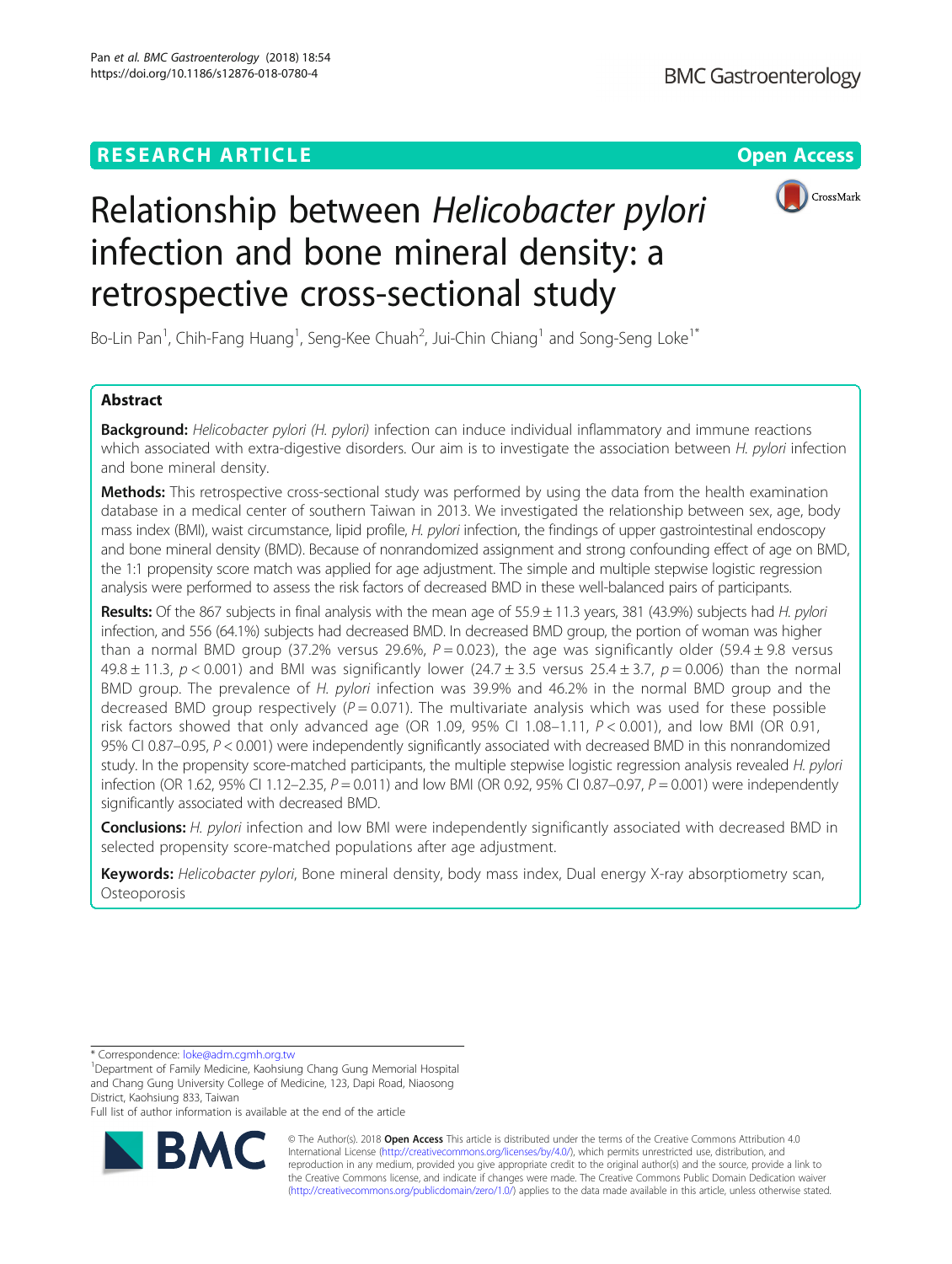RESEARCH ARTICLE

Open Access

# Relationship between *Helicobacter pylori* infection and bone mineral density: a retrospective cross-sectional study

Bo-Lin Pan[1], Chih-Fang Huang[1], Seng-Kee Chuah[2], Jui-Chin Chiang[1] and Song-Seng Loke[1*]

## Abstract

**Background:** *Helicobacter pylori (H. pylori)* infection can induce individual inflammatory and immune reactions which associated with extra-digestive disorders. Our aim is to investigate the association between *H. pylori* infection and bone mineral density.

**Methods:** This retrospective cross-sectional study was performed by using the data from the health examination database in a medical center of southern Taiwan in 2013. We investigated the relationship between sex, age, body mass index (BMI), waist circumstance, lipid profile, *H. pylori* infection, the findings of upper gastrointestinal endoscopy and bone mineral density (BMD). Because of nonrandomized assignment and strong confounding effect of age on BMD, the 1:1 propensity score match was applied for age adjustment. The simple and multiple stepwise logistic regression analysis were performed to assess the risk factors of decreased BMD in these well-balanced pairs of participants.

**Results:** Of the 867 subjects in final analysis with the mean age of 55.9 ± 11.3 years, 381 (43.9%) subjects had *H. pylori* infection, and 556 (64.1%) subjects had decreased BMD. In decreased BMD group, the portion of woman was higher than a normal BMD group (37.2% versus 29.6%, $P = 0.023$), the age was significantly older (59.4 ± 9.8 versus 49.8 ± 11.3, $p < 0.001$) and BMI was significantly lower (24.7 ± 3.5 versus 25.4 ± 3.7, $p = 0.006$) than the normal BMD group. The prevalence of *H. pylori* infection was 39.9% and 46.2% in the normal BMD group and the decreased BMD group respectively ($P = 0.071$). The multivariate analysis which was used for these possible risk factors showed that only advanced age (OR 1.09, 95% CI 1.08–1.11, $P < 0.001$), and low BMI (OR 0.91, 95% CI 0.87–0.95, $P < 0.001$) were independently significantly associated with decreased BMD in this nonrandomized study. In the propensity score-matched participants, the multiple stepwise logistic regression analysis revealed *H. pylori* infection (OR 1.62, 95% CI 1.12–2.35, $P = 0.011$) and low BMI (OR 0.92, 95% CI 0.87–0.97, $P = 0.001$) were independently significantly associated with decreased BMD.

**Conclusions:** *H. pylori* infection and low BMI were independently significantly associated with decreased BMD in selected propensity score-matched populations after age adjustment.

**Keywords:** *Helicobacter pylori*, Bone mineral density, body mass index, Dual energy X-ray absorptiometry scan, Osteoporosis

\* Correspondence: loke@adm.cgmh.org.tw

[1]Department of Family Medicine, Kaohsiung Chang Gung Memorial Hospital and Chang Gung University College of Medicine, 123, Dapi Road, Niaosong District, Kaohsiung 833, Taiwan

Full list of author information is available at the end of the article

© The Author(s). 2018 **Open Access** This article is distributed under the terms of the Creative Commons Attribution 4.0 International License (http://creativecommons.org/licenses/by/4.0/), which permits unrestricted use, distribution, and reproduction in any medium, provided you give appropriate credit to the original author(s) and the source, provide a link to the Creative Commons license, and indicate if changes were made. The Creative Commons Public Domain Dedication waiver (http://creativecommons.org/publicdomain/zero/1.0/) applies to the data made available in this article, unless otherwise stated.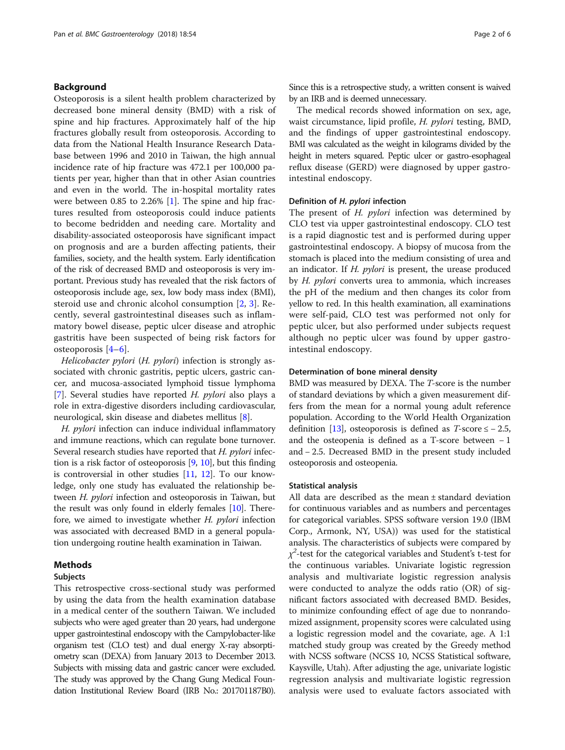## Background

Osteoporosis is a silent health problem characterized by decreased bone mineral density (BMD) with a risk of spine and hip fractures. Approximately half of the hip fractures globally result from osteoporosis. According to data from the National Health Insurance Research Database between 1996 and 2010 in Taiwan, the high annual incidence rate of hip fracture was 472.1 per 100,000 patients per year, higher than that in other Asian countries and even in the world. The in-hospital mortality rates were between 0.85 to 2.26% [1]. The spine and hip fractures resulted from osteoporosis could induce patients to become bedridden and needing care. Mortality and disability-associated osteoporosis have significant impact on prognosis and are a burden affecting patients, their families, society, and the health system. Early identification of the risk of decreased BMD and osteoporosis is very important. Previous study has revealed that the risk factors of osteoporosis include age, sex, low body mass index (BMI), steroid use and chronic alcohol consumption [2, 3]. Recently, several gastrointestinal diseases such as inflammatory bowel disease, peptic ulcer disease and atrophic gastritis have been suspected of being risk factors for osteoporosis [4–6].

*Helicobacter pylori* (*H. pylori*) infection is strongly associated with chronic gastritis, peptic ulcers, gastric cancer, and mucosa-associated lymphoid tissue lymphoma [7]. Several studies have reported *H. pylori* also plays a role in extra-digestive disorders including cardiovascular, neurological, skin disease and diabetes mellitus [8].

*H. pylori* infection can induce individual inflammatory and immune reactions, which can regulate bone turnover. Several research studies have reported that *H. pylori* infection is a risk factor of osteoporosis [9, 10], but this finding is controversial in other studies [11, 12]. To our knowledge, only one study has evaluated the relationship between *H. pylori* infection and osteoporosis in Taiwan, but the result was only found in elderly females [10]. Therefore, we aimed to investigate whether *H. pylori* infection was associated with decreased BMD in a general population undergoing routine health examination in Taiwan.

## Methods

### Subjects

This retrospective cross-sectional study was performed by using the data from the health examination database in a medical center of the southern Taiwan. We included subjects who were aged greater than 20 years, had undergone upper gastrointestinal endoscopy with the Campylobacter-like organism test (CLO test) and dual energy X-ray absorptiometry scan (DEXA) from January 2013 to December 2013. Subjects with missing data and gastric cancer were excluded. The study was approved by the Chang Gung Medical Foundation Institutional Review Board (IRB No.: 201701187B0). Since this is a retrospective study, a written consent is waived by an IRB and is deemed unnecessary.

The medical records showed information on sex, age, waist circumstance, lipid profile, *H. pylori* testing, BMD, and the findings of upper gastrointestinal endoscopy. BMI was calculated as the weight in kilograms divided by the height in meters squared. Peptic ulcer or gastro-esophageal reflux disease (GERD) were diagnosed by upper gastrointestinal endoscopy.

### Definition of *H. pylori* infection

The present of *H. pylori* infection was determined by CLO test via upper gastrointestinal endoscopy. CLO test is a rapid diagnostic test and is performed during upper gastrointestinal endoscopy. A biopsy of mucosa from the stomach is placed into the medium consisting of urea and an indicator. If *H. pylori* is present, the urease produced by *H. pylori* converts urea to ammonia, which increases the pH of the medium and then changes its color from yellow to red. In this health examination, all examinations were self-paid, CLO test was performed not only for peptic ulcer, but also performed under subjects request although no peptic ulcer was found by upper gastrointestinal endoscopy.

### Determination of bone mineral density

BMD was measured by DEXA. The *T*-score is the number of standard deviations by which a given measurement differs from the mean for a normal young adult reference population. According to the World Health Organization definition [13], osteoporosis is defined as *T*-score ≤ − 2.5, and the osteopenia is defined as a T-score between − 1 and − 2.5. Decreased BMD in the present study included osteoporosis and osteopenia.

### Statistical analysis

All data are described as the mean ± standard deviation for continuous variables and as numbers and percentages for categorical variables. SPSS software version 19.0 (IBM Corp., Armonk, NY, USA)) was used for the statistical analysis. The characteristics of subjects were compared by $\chi^2$-test for the categorical variables and Student's t-test for the continuous variables. Univariate logistic regression analysis and multivariate logistic regression analysis were conducted to analyze the odds ratio (OR) of significant factors associated with decreased BMD. Besides, to minimize confounding effect of age due to nonrandomized assignment, propensity scores were calculated using a logistic regression model and the covariate, age. A 1:1 matched study group was created by the Greedy method with NCSS software (NCSS 10, NCSS Statistical software, Kaysville, Utah). After adjusting the age, univariate logistic regression analysis and multivariate logistic regression analysis were used to evaluate factors associated with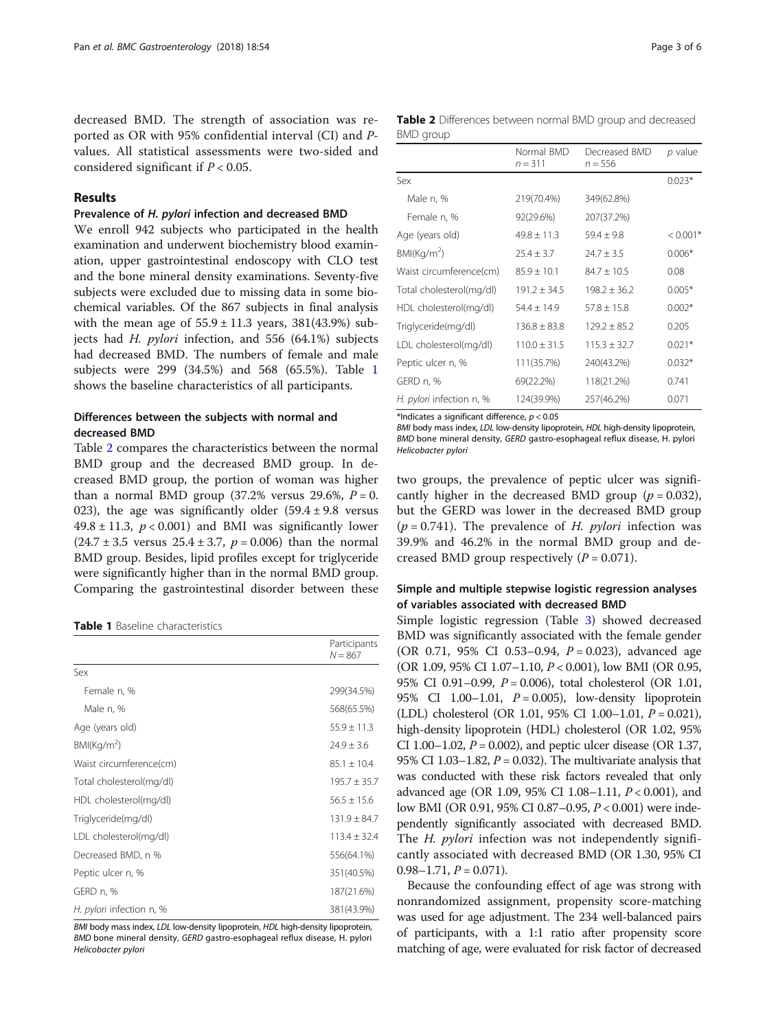decreased BMD. The strength of association was reported as OR with 95% confidential interval (CI) and *P*-values. All statistical assessments were two-sided and considered significant if $P < 0.05$.

## Results

### Prevalence of *H. pylori* infection and decreased BMD

We enroll 942 subjects who participated in the health examination and underwent biochemistry blood examination, upper gastrointestinal endoscopy with CLO test and the bone mineral density examinations. Seventy-five subjects were excluded due to missing data in some biochemical variables. Of the 867 subjects in final analysis with the mean age of 55.9 ± 11.3 years, 381(43.9%) subjects had *H. pylori* infection, and 556 (64.1%) subjects had decreased BMD. The numbers of female and male subjects were 299 (34.5%) and 568 (65.5%). Table 1 shows the baseline characteristics of all participants.

### Differences between the subjects with normal and decreased BMD

Table 2 compares the characteristics between the normal BMD group and the decreased BMD group. In decreased BMD group, the portion of woman was higher than a normal BMD group (37.2% versus 29.6%, $P = 0.023$), the age was significantly older (59.4 ± 9.8 versus 49.8 ± 11.3, $p < 0.001$) and BMI was significantly lower (24.7 ± 3.5 versus 25.4 ± 3.7, $p = 0.006$) than the normal BMD group. Besides, lipid profiles except for triglyceride were significantly higher than in the normal BMD group. Comparing the gastrointestinal disorder between these two groups, the prevalence of peptic ulcer was significantly higher in the decreased BMD group ($p = 0.032$), but the GERD was lower in the decreased BMD group ($p = 0.741$). The prevalence of *H. pylori* infection was 39.9% and 46.2% in the normal BMD group and decreased BMD group respectively ($P = 0.071$).

**Table 1** Baseline characteristics

| | Participants N = 867 |
|---|---|
| Sex | |
| Female n, % | 299(34.5%) |
| Male n, % | 568(65.5%) |
| Age (years old) | 55.9 ± 11.3 |
| BMI(Kg/m$^2$) | 24.9 ± 3.6 |
| Waist circumference(cm) | 85.1 ± 10.4 |
| Total cholesterol(mg/dl) | 195.7 ± 35.7 |
| HDL cholesterol(mg/dl) | 56.5 ± 15.6 |
| Triglyceride(mg/dl) | 131.9 ± 84.7 |
| LDL cholesterol(mg/dl) | 113.4 ± 32.4 |
| Decreased BMD, n % | 556(64.1%) |
| Peptic ulcer n, % | 351(40.5%) |
| GERD n, % | 187(21.6%) |
| *H. pylori* infection n, % | 381(43.9%) |

*BMI* body mass index, *LDL* low-density lipoprotein, *HDL* high-density lipoprotein, *BMD* bone mineral density, *GERD* gastro-esophageal reflux disease, H. pylori *Helicobacter pylori*

**Table 2** Differences between normal BMD group and decreased BMD group

| | Normal BMD n = 311 | Decreased BMD n = 556 | *p* value |
|---|---|---|---|
| Sex | | | 0.023* |
| Male n, % | 219(70.4%) | 349(62.8%) | |
| Female n, % | 92(29.6%) | 207(37.2%) | |
| Age (years old) | 49.8 ± 11.3 | 59.4 ± 9.8 | < 0.001* |
| BMI(Kg/m$^2$) | 25.4 ± 3.7 | 24.7 ± 3.5 | 0.006* |
| Waist circumference(cm) | 85.9 ± 10.1 | 84.7 ± 10.5 | 0.08 |
| Total cholesterol(mg/dl) | 191.2 ± 34.5 | 198.2 ± 36.2 | 0.005* |
| HDL cholesterol(mg/dl) | 54.4 ± 14.9 | 57.8 ± 15.8 | 0.002* |
| Triglyceride(mg/dl) | 136.8 ± 83.8 | 129.2 ± 85.2 | 0.205 |
| LDL cholesterol(mg/dl) | 110.0 ± 31.5 | 115.3 ± 32.7 | 0.021* |
| Peptic ulcer n, % | 111(35.7%) | 240(43.2%) | 0.032* |
| GERD n, % | 69(22.2%) | 118(21.2%) | 0.741 |
| *H. pylori* infection n, % | 124(39.9%) | 257(46.2%) | 0.071 |

*Indicates a significant difference, $p < 0.05$

*BMI* body mass index, *LDL* low-density lipoprotein, *HDL* high-density lipoprotein, *BMD* bone mineral density, *GERD* gastro-esophageal reflux disease, H. pylori *Helicobacter pylori*

### Simple and multiple stepwise logistic regression analyses of variables associated with decreased BMD

Simple logistic regression (Table 3) showed decreased BMD was significantly associated with the female gender (OR 0.71, 95% CI 0.53–0.94, $P = 0.023$), advanced age (OR 1.09, 95% CI 1.07–1.10, $P < 0.001$), low BMI (OR 0.95, 95% CI 0.91–0.99, $P = 0.006$), total cholesterol (OR 1.01, 95% CI 1.00–1.01, $P = 0.005$), low-density lipoprotein (LDL) cholesterol (OR 1.01, 95% CI 1.00–1.01, $P = 0.021$), high-density lipoprotein (HDL) cholesterol (OR 1.02, 95% CI 1.00–1.02, $P = 0.002$), and peptic ulcer disease (OR 1.37, 95% CI 1.03–1.82, $P = 0.032$). The multivariate analysis that was conducted with these risk factors revealed that only advanced age (OR 1.09, 95% CI 1.08–1.11, $P < 0.001$), and low BMI (OR 0.91, 95% CI 0.87–0.95, $P < 0.001$) were independently significantly associated with decreased BMD. The *H. pylori* infection was not independently significantly associated with decreased BMD (OR 1.30, 95% CI 0.98–1.71, $P = 0.071$).

Because the confounding effect of age was strong with nonrandomized assignment, propensity score-matching was used for age adjustment. The 234 well-balanced pairs of participants, with a 1:1 ratio after propensity score matching of age, were evaluated for risk factor of decreased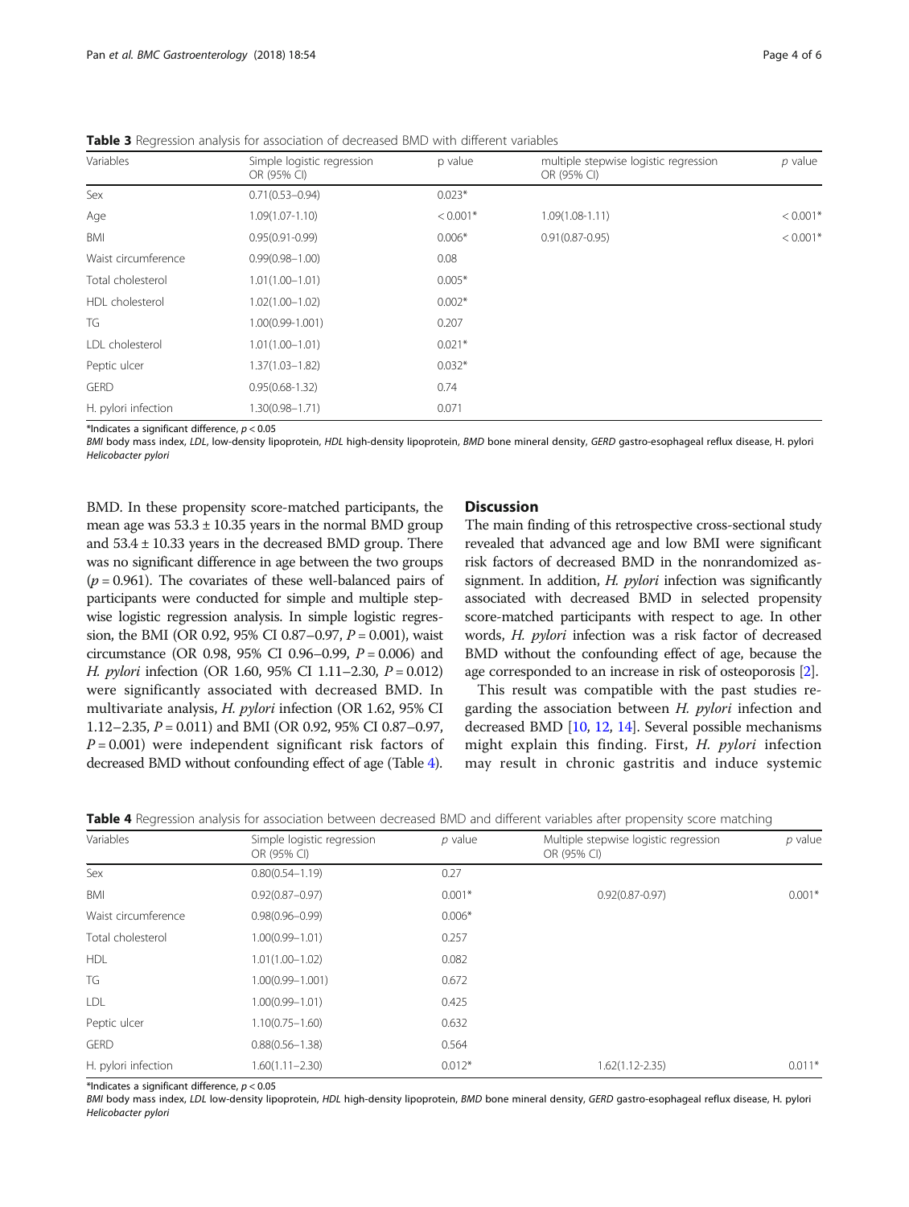**Table 3** Regression analysis for association of decreased BMD with different variables

| Variables | Simple logistic regression OR (95% CI) | p value | multiple stepwise logistic regression OR (95% CI) | *p* value |
|---|---|---|---|---|
| Sex | 0.71(0.53–0.94) | 0.023* | | |
| Age | 1.09(1.07-1.10) | < 0.001* | 1.09(1.08-1.11) | < 0.001* |
| BMI | 0.95(0.91-0.99) | 0.006* | 0.91(0.87-0.95) | < 0.001* |
| Waist circumference | 0.99(0.98–1.00) | 0.08 | | |
| Total cholesterol | 1.01(1.00–1.01) | 0.005* | | |
| HDL cholesterol | 1.02(1.00–1.02) | 0.002* | | |
| TG | 1.00(0.99-1.001) | 0.207 | | |
| LDL cholesterol | 1.01(1.00–1.01) | 0.021* | | |
| Peptic ulcer | 1.37(1.03–1.82) | 0.032* | | |
| GERD | 0.95(0.68-1.32) | 0.74 | | |
| H. pylori infection | 1.30(0.98–1.71) | 0.071 | | |

*Indicates a significant difference, $p < 0.05$

*BMI* body mass index, *LDL*, low-density lipoprotein, *HDL* high-density lipoprotein, *BMD* bone mineral density, *GERD* gastro-esophageal reflux disease, H. pylori *Helicobacter pylori*

BMD. In these propensity score-matched participants, the mean age was 53.3 ± 10.35 years in the normal BMD group and 53.4 ± 10.33 years in the decreased BMD group. There was no significant difference in age between the two groups ($p = 0.961$). The covariates of these well-balanced pairs of participants were conducted for simple and multiple stepwise logistic regression analysis. In simple logistic regression, the BMI (OR 0.92, 95% CI 0.87–0.97, $P = 0.001$), waist circumstance (OR 0.98, 95% CI 0.96–0.99, $P = 0.006$) and *H. pylori* infection (OR 1.60, 95% CI 1.11–2.30, $P = 0.012$) were significantly associated with decreased BMD. In multivariate analysis, *H. pylori* infection (OR 1.62, 95% CI 1.12–2.35, $P = 0.011$) and BMI (OR 0.92, 95% CI 0.87–0.97, $P = 0.001$) were independent significant risk factors of decreased BMD without confounding effect of age (Table 4).

## Discussion

The main finding of this retrospective cross-sectional study revealed that advanced age and low BMI were significant risk factors of decreased BMD in the nonrandomized assignment. In addition, *H. pylori* infection was significantly associated with decreased BMD in selected propensity score-matched participants with respect to age. In other words, *H. pylori* infection was a risk factor of decreased BMD without the confounding effect of age, because the age corresponded to an increase in risk of osteoporosis [2].

This result was compatible with the past studies regarding the association between *H. pylori* infection and decreased BMD [10, 12, 14]. Several possible mechanisms might explain this finding. First, *H. pylori* infection may result in chronic gastritis and induce systemic

**Table 4** Regression analysis for association between decreased BMD and different variables after propensity score matching

| Variables | Simple logistic regression OR (95% CI) | *p* value | Multiple stepwise logistic regression OR (95% CI) | *p* value |
|---|---|---|---|---|
| Sex | 0.80(0.54–1.19) | 0.27 | | |
| BMI | 0.92(0.87–0.97) | 0.001* | 0.92(0.87-0.97) | 0.001* |
| Waist circumference | 0.98(0.96–0.99) | 0.006* | | |
| Total cholesterol | 1.00(0.99–1.01) | 0.257 | | |
| HDL | 1.01(1.00–1.02) | 0.082 | | |
| TG | 1.00(0.99–1.001) | 0.672 | | |
| LDL | 1.00(0.99–1.01) | 0.425 | | |
| Peptic ulcer | 1.10(0.75–1.60) | 0.632 | | |
| GERD | 0.88(0.56–1.38) | 0.564 | | |
| H. pylori infection | 1.60(1.11–2.30) | 0.012* | 1.62(1.12-2.35) | 0.011* |

*Indicates a significant difference, $p < 0.05$

*BMI* body mass index, *LDL* low-density lipoprotein, *HDL* high-density lipoprotein, *BMD* bone mineral density, *GERD* gastro-esophageal reflux disease, H. pylori *Helicobacter pylori*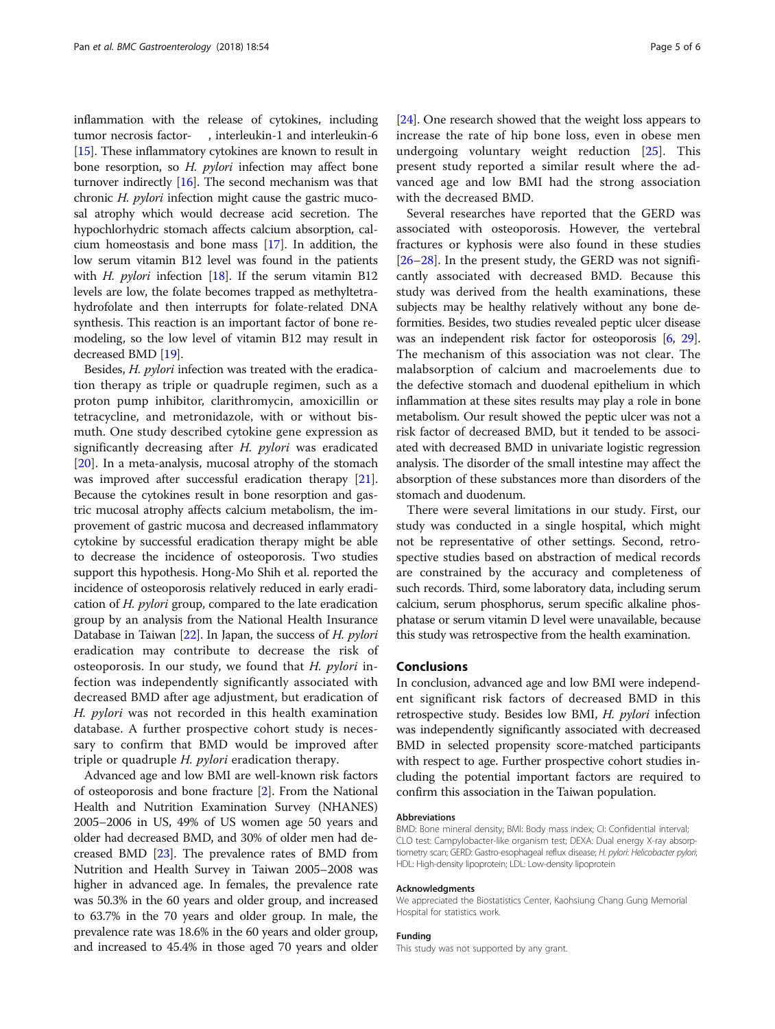inflammation with the release of cytokines, including tumor necrosis factor- , interleukin-1 and interleukin-6 [15]. These inflammatory cytokines are known to result in bone resorption, so *H. pylori* infection may affect bone turnover indirectly [16]. The second mechanism was that chronic *H. pylori* infection might cause the gastric mucosal atrophy which would decrease acid secretion. The hypochlorhydric stomach affects calcium absorption, calcium homeostasis and bone mass [17]. In addition, the low serum vitamin B12 level was found in the patients with *H. pylori* infection [18]. If the serum vitamin B12 levels are low, the folate becomes trapped as methyltetrahydrofolate and then interrupts for folate-related DNA synthesis. This reaction is an important factor of bone remodeling, so the low level of vitamin B12 may result in decreased BMD [19].

Besides, *H. pylori* infection was treated with the eradication therapy as triple or quadruple regimen, such as a proton pump inhibitor, clarithromycin, amoxicillin or tetracycline, and metronidazole, with or without bismuth. One study described cytokine gene expression as significantly decreasing after *H. pylori* was eradicated [20]. In a meta-analysis, mucosal atrophy of the stomach was improved after successful eradication therapy [21]. Because the cytokines result in bone resorption and gastric mucosal atrophy affects calcium metabolism, the improvement of gastric mucosa and decreased inflammatory cytokine by successful eradication therapy might be able to decrease the incidence of osteoporosis. Two studies support this hypothesis. Hong-Mo Shih et al. reported the incidence of osteoporosis relatively reduced in early eradication of *H. pylori* group, compared to the late eradication group by an analysis from the National Health Insurance Database in Taiwan [22]. In Japan, the success of *H. pylori* eradication may contribute to decrease the risk of osteoporosis. In our study, we found that *H. pylori* infection was independently significantly associated with decreased BMD after age adjustment, but eradication of *H. pylori* was not recorded in this health examination database. A further prospective cohort study is necessary to confirm that BMD would be improved after triple or quadruple *H. pylori* eradication therapy.

Advanced age and low BMI are well-known risk factors of osteoporosis and bone fracture [2]. From the National Health and Nutrition Examination Survey (NHANES) 2005–2006 in US, 49% of US women age 50 years and older had decreased BMD, and 30% of older men had decreased BMD [23]. The prevalence rates of BMD from Nutrition and Health Survey in Taiwan 2005–2008 was higher in advanced age. In females, the prevalence rate was 50.3% in the 60 years and older group, and increased to 63.7% in the 70 years and older group. In male, the prevalence rate was 18.6% in the 60 years and older group, and increased to 45.4% in those aged 70 years and older [24]. One research showed that the weight loss appears to increase the rate of hip bone loss, even in obese men undergoing voluntary weight reduction [25]. This present study reported a similar result where the advanced age and low BMI had the strong association with the decreased BMD.

Several researches have reported that the GERD was associated with osteoporosis. However, the vertebral fractures or kyphosis were also found in these studies [26–28]. In the present study, the GERD was not significantly associated with decreased BMD. Because this study was derived from the health examinations, these subjects may be healthy relatively without any bone deformities. Besides, two studies revealed peptic ulcer disease was an independent risk factor for osteoporosis [6, 29]. The mechanism of this association was not clear. The malabsorption of calcium and macroelements due to the defective stomach and duodenal epithelium in which inflammation at these sites results may play a role in bone metabolism. Our result showed the peptic ulcer was not a risk factor of decreased BMD, but it tended to be associated with decreased BMD in univariate logistic regression analysis. The disorder of the small intestine may affect the absorption of these substances more than disorders of the stomach and duodenum.

There were several limitations in our study. First, our study was conducted in a single hospital, which might not be representative of other settings. Second, retrospective studies based on abstraction of medical records are constrained by the accuracy and completeness of such records. Third, some laboratory data, including serum calcium, serum phosphorus, serum specific alkaline phosphatase or serum vitamin D level were unavailable, because this study was retrospective from the health examination.

## Conclusions

In conclusion, advanced age and low BMI were independent significant risk factors of decreased BMD in this retrospective study. Besides low BMI, *H. pylori* infection was independently significantly associated with decreased BMD in selected propensity score-matched participants with respect to age. Further prospective cohort studies including the potential important factors are required to confirm this association in the Taiwan population.

### Abbreviations

BMD: Bone mineral density; BMI: Body mass index; CI: Confidential interval; CLO test: Campylobacter-like organism test; DEXA: Dual energy X-ray absorptiometry scan; GERD: Gastro-esophageal reflux disease; *H. pylori*: *Helicobacter pylori*; HDL: High-density lipoprotein; LDL: Low-density lipoprotein

### Acknowledgments

We appreciated the Biostatistics Center, Kaohsiung Chang Gung Memorial Hospital for statistics work.

### Funding

This study was not supported by any grant.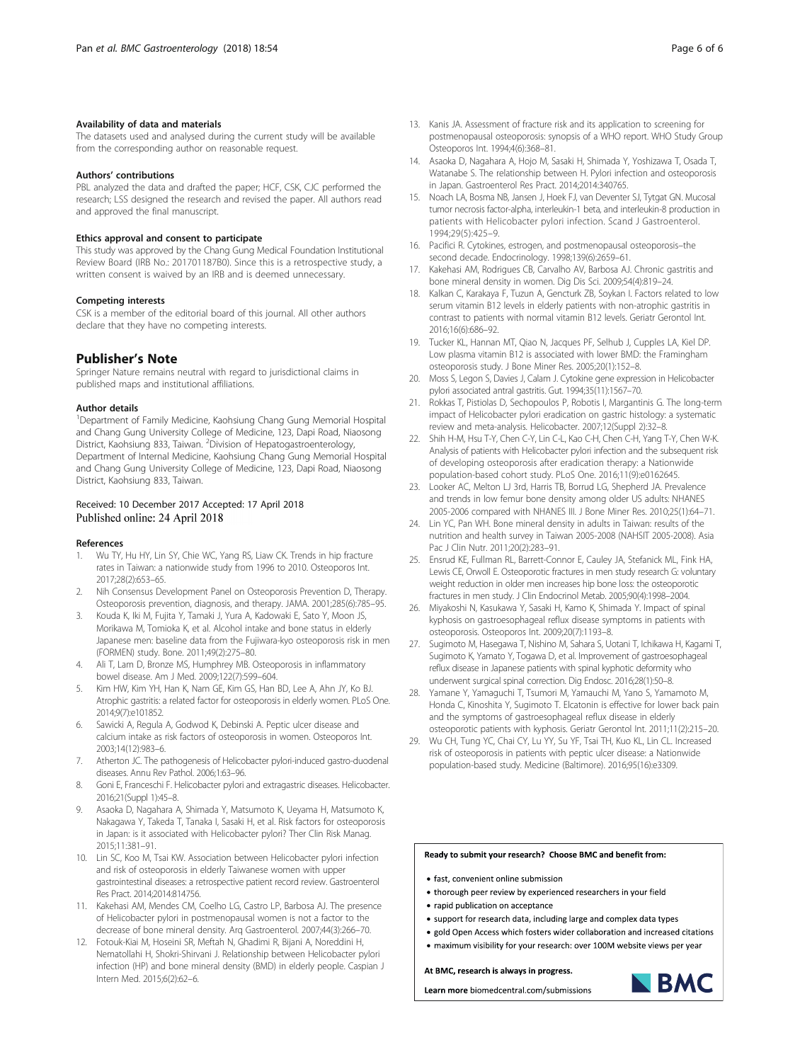#### Availability of data and materials

The datasets used and analysed during the current study will be available from the corresponding author on reasonable request.

#### Authors' contributions

PBL analyzed the data and drafted the paper; HCF, CSK, CJC performed the research; LSS designed the research and revised the paper. All authors read and approved the final manuscript.

#### Ethics approval and consent to participate

This study was approved by the Chang Gung Medical Foundation Institutional Review Board (IRB No.: 201701187B0). Since this is a retrospective study, a written consent is waived by an IRB and is deemed unnecessary.

#### Competing interests

CSK is a member of the editorial board of this journal. All other authors declare that they have no competing interests.

## Publisher's Note

Springer Nature remains neutral with regard to jurisdictional claims in published maps and institutional affiliations.

#### Author details

[1]Department of Family Medicine, Kaohsiung Chang Gung Memorial Hospital and Chang Gung University College of Medicine, 123, Dapi Road, Niaosong District, Kaohsiung 833, Taiwan. [2]Division of Hepatogastroenterology, Department of Internal Medicine, Kaohsiung Chang Gung Memorial Hospital and Chang Gung University College of Medicine, 123, Dapi Road, Niaosong District, Kaohsiung 833, Taiwan.

Received: 10 December 2017 Accepted: 17 April 2018
Published online: 24 April 2018

#### References

1. Wu TY, Hu HY, Lin SY, Chie WC, Yang RS, Liaw CK. Trends in hip fracture rates in Taiwan: a nationwide study from 1996 to 2010. Osteoporos Int. 2017;28(2):653–65.
2. Nih Consensus Development Panel on Osteoporosis Prevention D, Therapy. Osteoporosis prevention, diagnosis, and therapy. JAMA. 2001;285(6):785–95.
3. Kouda K, Iki M, Fujita Y, Tamaki J, Yura A, Kadowaki E, Sato Y, Moon JS, Morikawa M, Tomioka K, et al. Alcohol intake and bone status in elderly Japanese men: baseline data from the Fujiwara-kyo osteoporosis risk in men (FORMEN) study. Bone. 2011;49(2):275–80.
4. Ali T, Lam D, Bronze MS, Humphrey MB. Osteoporosis in inflammatory bowel disease. Am J Med. 2009;122(7):599–604.
5. Kim HW, Kim YH, Han K, Nam GE, Kim GS, Han BD, Lee A, Ahn JY, Ko BJ. Atrophic gastritis: a related factor for osteoporosis in elderly women. PLoS One. 2014;9(7):e101852.
6. Sawicki A, Regula A, Godwod K, Debinski A. Peptic ulcer disease and calcium intake as risk factors of osteoporosis in women. Osteoporos Int. 2003;14(12):983–6.
7. Atherton JC. The pathogenesis of Helicobacter pylori-induced gastro-duodenal diseases. Annu Rev Pathol. 2006;1:63–96.
8. Goni E, Franceschi F. Helicobacter pylori and extragastric diseases. Helicobacter. 2016;21(Suppl 1):45–8.
9. Asaoka D, Nagahara A, Shimada Y, Matsumoto K, Ueyama H, Matsumoto K, Nakagawa Y, Takeda T, Tanaka I, Sasaki H, et al. Risk factors for osteoporosis in Japan: is it associated with Helicobacter pylori? Ther Clin Risk Manag. 2015;11:381–91.
10. Lin SC, Koo M, Tsai KW. Association between Helicobacter pylori infection and risk of osteoporosis in elderly Taiwanese women with upper gastrointestinal diseases: a retrospective patient record review. Gastroenterol Res Pract. 2014;2014:814756.
11. Kakehasi AM, Mendes CM, Coelho LG, Castro LP, Barbosa AJ. The presence of Helicobacter pylori in postmenopausal women is not a factor to the decrease of bone mineral density. Arq Gastroenterol. 2007;44(3):266–70.
12. Fotouk-Kiai M, Hoseini SR, Meftah N, Ghadimi R, Bijani A, Noreddini H, Nematollahi H, Shokri-Shirvani J. Relationship between Helicobacter pylori infection (HP) and bone mineral density (BMD) in elderly people. Caspian J Intern Med. 2015;6(2):62–6.
13. Kanis JA. Assessment of fracture risk and its application to screening for postmenopausal osteoporosis: synopsis of a WHO report. WHO Study Group Osteoporos Int. 1994;4(6):368–81.
14. Asaoka D, Nagahara A, Hojo M, Sasaki H, Shimada Y, Yoshizawa T, Osada T, Watanabe S. The relationship between H. Pylori infection and osteoporosis in Japan. Gastroenterol Res Pract. 2014;2014:340765.
15. Noach LA, Bosma NB, Jansen J, Hoek FJ, van Deventer SJ, Tytgat GN. Mucosal tumor necrosis factor-alpha, interleukin-1 beta, and interleukin-8 production in patients with Helicobacter pylori infection. Scand J Gastroenterol. 1994;29(5):425–9.
16. Pacifici R. Cytokines, estrogen, and postmenopausal osteoporosis–the second decade. Endocrinology. 1998;139(6):2659–61.
17. Kakehasi AM, Rodrigues CB, Carvalho AV, Barbosa AJ. Chronic gastritis and bone mineral density in women. Dig Dis Sci. 2009;54(4):819–24.
18. Kalkan C, Karakaya F, Tuzun A, Gencturk ZB, Soykan I. Factors related to low serum vitamin B12 levels in elderly patients with non-atrophic gastritis in contrast to patients with normal vitamin B12 levels. Geriatr Gerontol Int. 2016;16(6):686–92.
19. Tucker KL, Hannan MT, Qiao N, Jacques PF, Selhub J, Cupples LA, Kiel DP. Low plasma vitamin B12 is associated with lower BMD: the Framingham osteoporosis study. J Bone Miner Res. 2005;20(1):152–8.
20. Moss S, Legon S, Davies J, Calam J. Cytokine gene expression in Helicobacter pylori associated antral gastritis. Gut. 1994;35(11):1567–70.
21. Rokkas T, Pistiolas D, Sechopoulos P, Robotis I, Margantinis G. The long-term impact of Helicobacter pylori eradication on gastric histology: a systematic review and meta-analysis. Helicobacter. 2007;12(Suppl 2):32–8.
22. Shih H-M, Hsu T-Y, Chen C-Y, Lin C-L, Kao C-H, Chen C-H, Yang T-Y, Chen W-K. Analysis of patients with Helicobacter pylori infection and the subsequent risk of developing osteoporosis after eradication therapy: a Nationwide population-based cohort study. PLoS One. 2016;11(9):e0162645.
23. Looker AC, Melton LJ 3rd, Harris TB, Borrud LG, Shepherd JA. Prevalence and trends in low femur bone density among older US adults: NHANES 2005-2006 compared with NHANES III. J Bone Miner Res. 2010;25(1):64–71.
24. Lin YC, Pan WH. Bone mineral density in adults in Taiwan: results of the nutrition and health survey in Taiwan 2005-2008 (NAHSIT 2005-2008). Asia Pac J Clin Nutr. 2011;20(2):283–91.
25. Ensrud KE, Fullman RL, Barrett-Connor E, Cauley JA, Stefanick ML, Fink HA, Lewis CE, Orwoll E. Osteoporotic fractures in men study research G: voluntary weight reduction in older men increases hip bone loss: the osteoporotic fractures in men study. J Clin Endocrinol Metab. 2005;90(4):1998–2004.
26. Miyakoshi N, Kasukawa Y, Sasaki H, Kamo K, Shimada Y. Impact of spinal kyphosis on gastroesophageal reflux disease symptoms in patients with osteoporosis. Osteoporos Int. 2009;20(7):1193–8.
27. Sugimoto M, Hasegawa T, Nishino M, Sahara S, Uotani T, Ichikawa H, Kagami T, Sugimoto K, Yamato Y, Togawa D, et al. Improvement of gastroesophageal reflux disease in Japanese patients with spinal kyphotic deformity who underwent surgical spinal correction. Dig Endosc. 2016;28(1):50–8.
28. Yamane Y, Yamaguchi T, Tsumori M, Yamauchi M, Yano S, Yamamoto M, Honda C, Kinoshita Y, Sugimoto T. Elcatonin is effective for lower back pain and the symptoms of gastroesophageal reflux disease in elderly osteoporotic patients with kyphosis. Geriatr Gerontol Int. 2011;11(2):215–20.
29. Wu CH, Tung YC, Chai CY, Lu YY, Su YF, Tsai TH, Kuo KL, Lin CL. Increased risk of osteoporosis in patients with peptic ulcer disease: a Nationwide population-based study. Medicine (Baltimore). 2016;95(16):e3309.

**Ready to submit your research? Choose BMC and benefit from:**

- fast, convenient online submission
- thorough peer review by experienced researchers in your field
- rapid publication on acceptance
- support for research data, including large and complex data types
- gold Open Access which fosters wider collaboration and increased citations
- maximum visibility for your research: over 100M website views per year

**At BMC, research is always in progress.**

**Learn more** biomedcentral.com/submissions

BMC